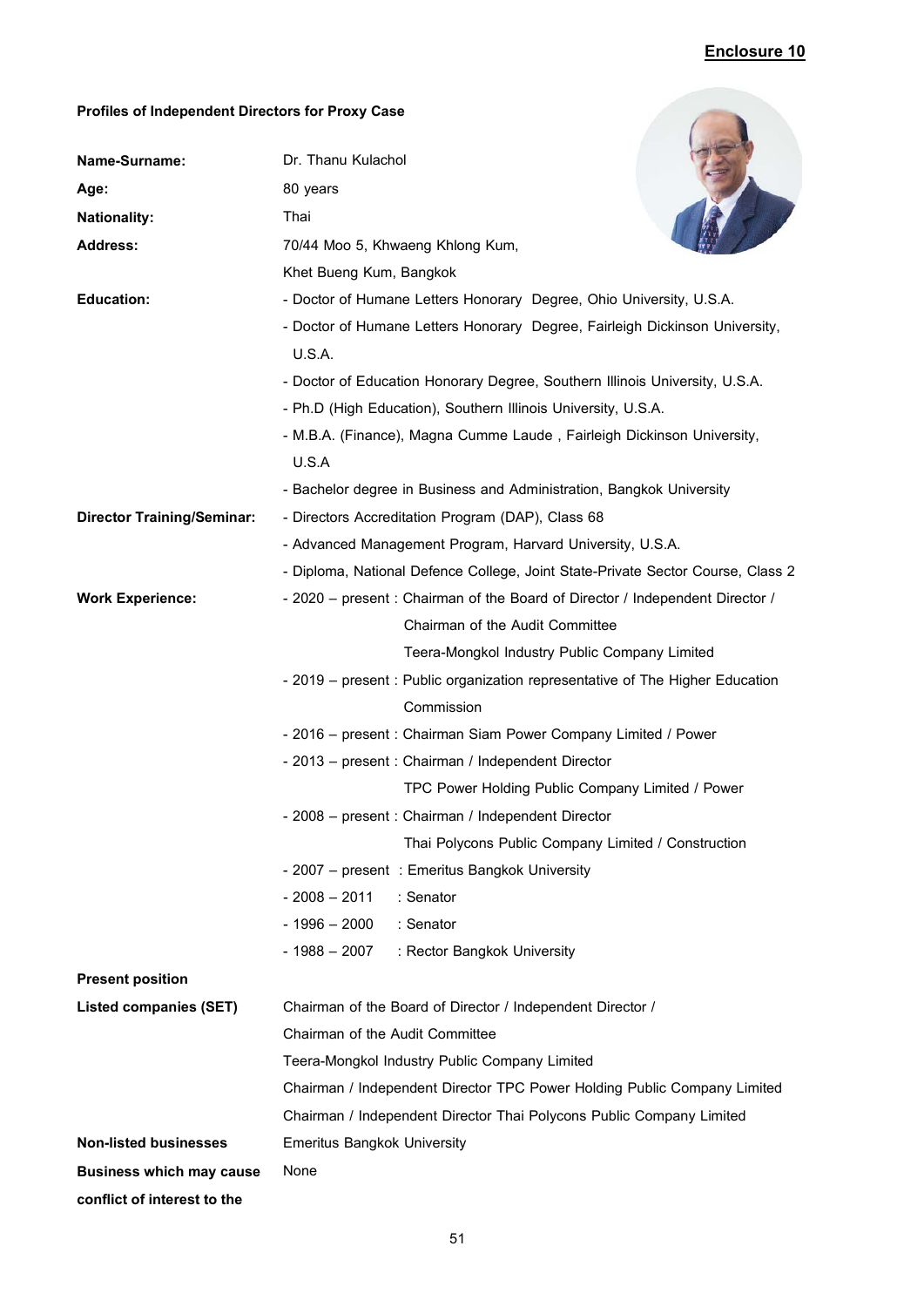**Enclosure 10**

**Profiles of Independent Directors for Proxy Case**

| | |
|---|---|
| **Name-Surname:** | Dr. Thanu Kulachol |
| **Age:** | 80 years |
| **Nationality:** | Thai |
| **Address:** | 70/44 Moo 5, Khwaeng Khlong Kum, Khet Bueng Kum, Bangkok |
| **Education:** | - Doctor of Humane Letters Honorary Degree, Ohio University, U.S.A.<br>- Doctor of Humane Letters Honorary Degree, Fairleigh Dickinson University, U.S.A.<br>- Doctor of Education Honorary Degree, Southern Illinois University, U.S.A.<br>- Ph.D (High Education), Southern Illinois University, U.S.A.<br>- M.B.A. (Finance), Magna Cumme Laude , Fairleigh Dickinson University, U.S.A<br>- Bachelor degree in Business and Administration, Bangkok University |
| **Director Training/Seminar:** | - Directors Accreditation Program (DAP), Class 68<br>- Advanced Management Program, Harvard University, U.S.A.<br>- Diploma, National Defence College, Joint State-Private Sector Course, Class 2 |
| **Work Experience:** | - 2020 – present : Chairman of the Board of Director / Independent Director / Chairman of the Audit Committee Teera-Mongkol Industry Public Company Limited<br>- 2019 – present : Public organization representative of The Higher Education Commission<br>- 2016 – present : Chairman Siam Power Company Limited / Power<br>- 2013 – present : Chairman / Independent Director TPC Power Holding Public Company Limited / Power<br>- 2008 – present : Chairman / Independent Director Thai Polycons Public Company Limited / Construction<br>- 2007 – present : Emeritus Bangkok University<br>- 2008 – 2011 : Senator<br>- 1996 – 2000 : Senator<br>- 1988 – 2007 : Rector Bangkok University |
| **Present position** | |
| **Listed companies (SET)** | Chairman of the Board of Director / Independent Director / Chairman of the Audit Committee Teera-Mongkol Industry Public Company Limited<br>Chairman / Independent Director TPC Power Holding Public Company Limited<br>Chairman / Independent Director Thai Polycons Public Company Limited |
| **Non-listed businesses** | Emeritus Bangkok University |
| **Business which may cause conflict of interest to the** | None |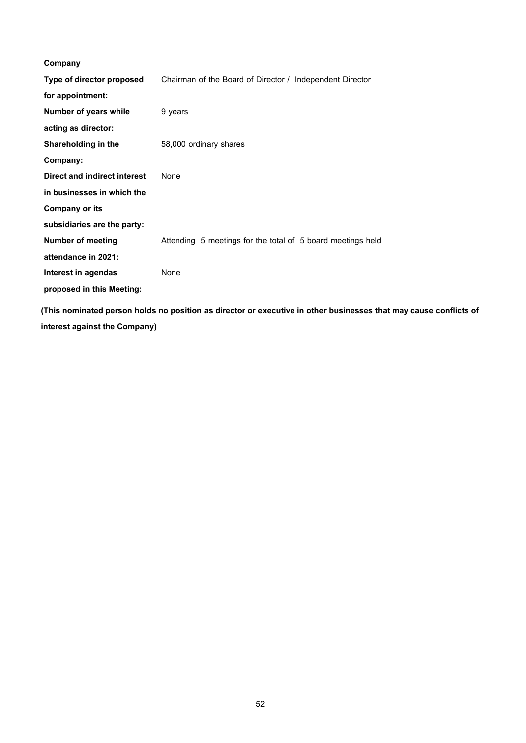| | |
|---|---|
| **Company** | |
| **Type of director proposed for appointment:** | Chairman of the Board of Director / Independent Director |
| **Number of years while acting as director:** | 9 years |
| **Shareholding in the Company:** | 58,000 ordinary shares |
| **Direct and indirect interest in businesses in which the Company or its subsidiaries are the party:** | None |
| **Number of meeting attendance in 2021:** | Attending 5 meetings for the total of 5 board meetings held |
| **Interest in agendas proposed in this Meeting:** | None |

**(This nominated person holds no position as director or executive in other businesses that may cause conflicts of interest against the Company)**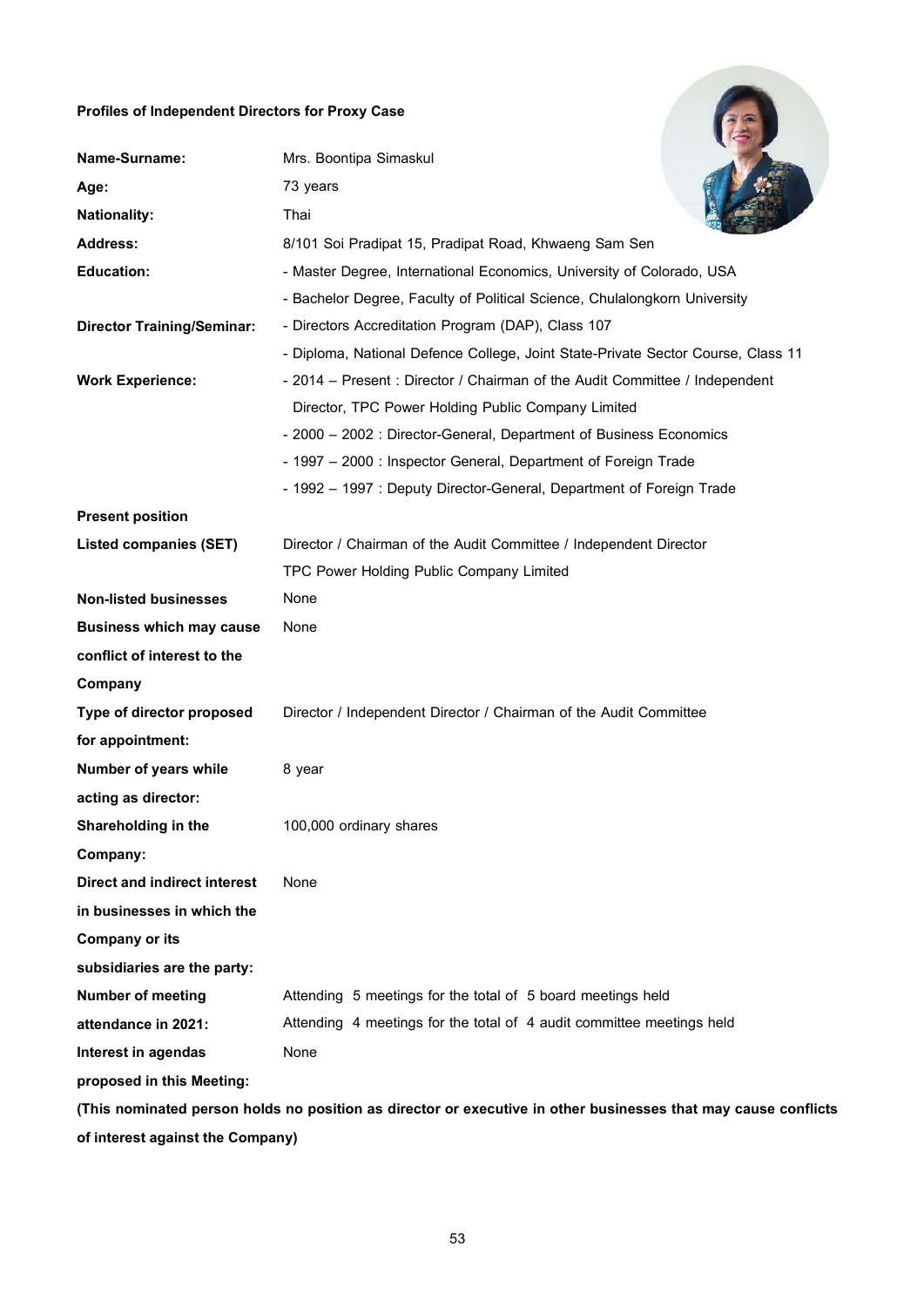**Profiles of Independent Directors for Proxy Case**

| | |
|---|---|
| **Name-Surname:** | Mrs. Boontipa Simaskul |
| **Age:** | 73 years |
| **Nationality:** | Thai |
| **Address:** | 8/101 Soi Pradipat 15, Pradipat Road, Khwaeng Sam Sen |
| **Education:** | - Master Degree, International Economics, University of Colorado, USA<br>- Bachelor Degree, Faculty of Political Science, Chulalongkorn University |
| **Director Training/Seminar:** | - Directors Accreditation Program (DAP), Class 107<br>- Diploma, National Defence College, Joint State-Private Sector Course, Class 11 |
| **Work Experience:** | - 2014 – Present : Director / Chairman of the Audit Committee / Independent Director, TPC Power Holding Public Company Limited<br>- 2000 – 2002 : Director-General, Department of Business Economics<br>- 1997 – 2000 : Inspector General, Department of Foreign Trade<br>- 1992 – 1997 : Deputy Director-General, Department of Foreign Trade |
| **Present position** | |
| **Listed companies (SET)** | Director / Chairman of the Audit Committee / Independent Director<br>TPC Power Holding Public Company Limited |
| **Non-listed businesses** | None |
| **Business which may cause conflict of interest to the Company** | None |
| **Type of director proposed for appointment:** | Director / Independent Director / Chairman of the Audit Committee |
| **Number of years while acting as director:** | 8 year |
| **Shareholding in the Company:** | 100,000 ordinary shares |
| **Direct and indirect interest in businesses in which the Company or its subsidiaries are the party:** | None |
| **Number of meeting attendance in 2021:** | Attending 5 meetings for the total of 5 board meetings held<br>Attending 4 meetings for the total of 4 audit committee meetings held |
| **Interest in agendas proposed in this Meeting:** | None |

**(This nominated person holds no position as director or executive in other businesses that may cause conflicts of interest against the Company)**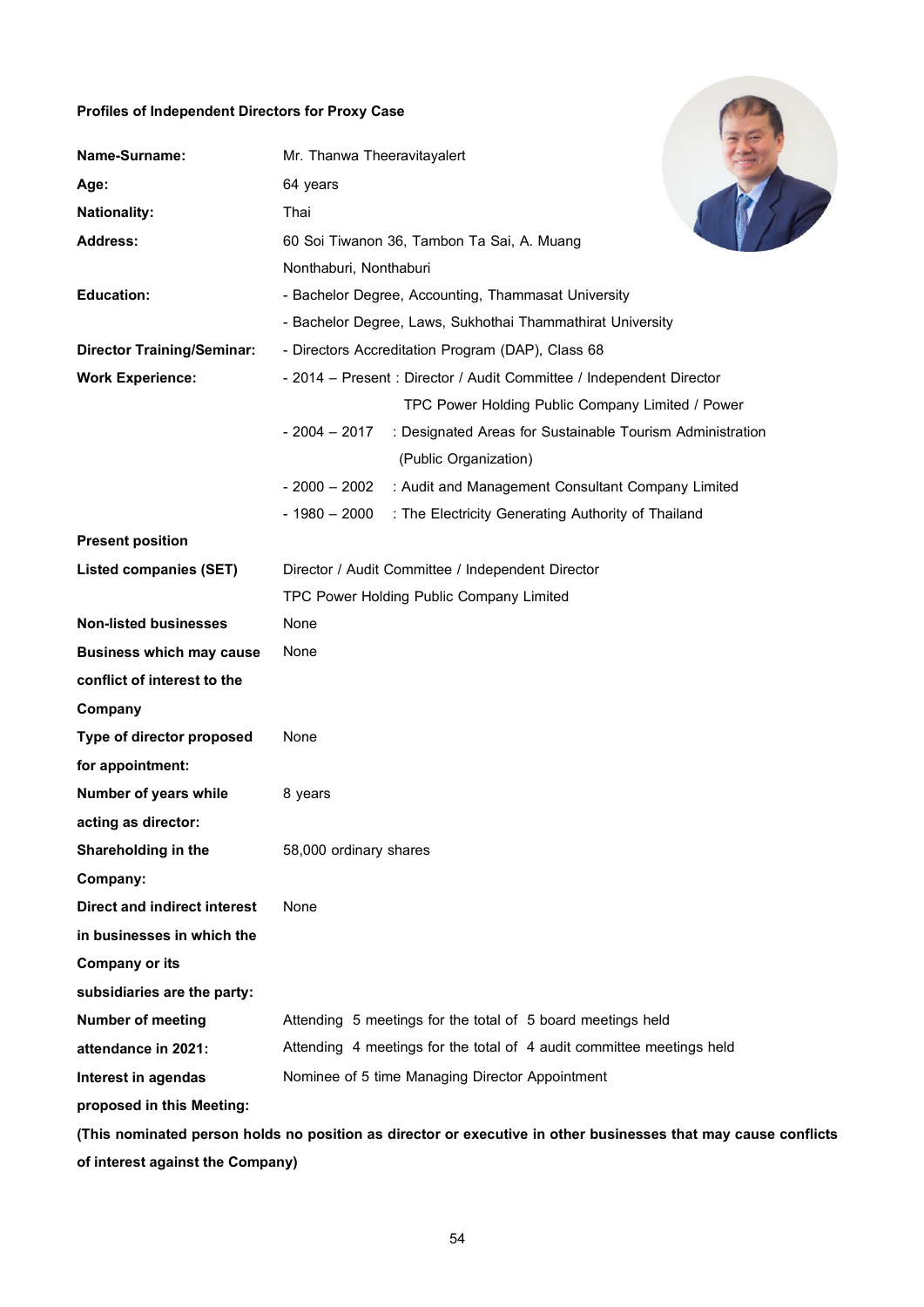**Profiles of Independent Directors for Proxy Case**

| | |
|---|---|
| **Name-Surname:** | Mr. Thanwa Theeravitayalert |
| **Age:** | 64 years |
| **Nationality:** | Thai |
| **Address:** | 60 Soi Tiwanon 36, Tambon Ta Sai, A. Muang Nonthaburi, Nonthaburi |
| **Education:** | - Bachelor Degree, Accounting, Thammasat University<br>- Bachelor Degree, Laws, Sukhothai Thammathirat University |
| **Director Training/Seminar:** | - Directors Accreditation Program (DAP), Class 68 |
| **Work Experience:** | - 2014 – Present : Director / Audit Committee / Independent Director TPC Power Holding Public Company Limited / Power<br>- 2004 – 2017 : Designated Areas for Sustainable Tourism Administration (Public Organization)<br>- 2000 – 2002 : Audit and Management Consultant Company Limited<br>- 1980 – 2000 : The Electricity Generating Authority of Thailand |
| **Present position** | |
| **Listed companies (SET)** | Director / Audit Committee / Independent Director<br>TPC Power Holding Public Company Limited |
| **Non-listed businesses** | None |
| **Business which may cause conflict of interest to the Company** | None |
| **Type of director proposed for appointment:** | None |
| **Number of years while acting as director:** | 8 years |
| **Shareholding in the Company:** | 58,000 ordinary shares |
| **Direct and indirect interest in businesses in which the Company or its subsidiaries are the party:** | None |
| **Number of meeting attendance in 2021:** | Attending 5 meetings for the total of 5 board meetings held<br>Attending 4 meetings for the total of 4 audit committee meetings held |
| **Interest in agendas proposed in this Meeting:** | Nominee of 5 time Managing Director Appointment |

**(This nominated person holds no position as director or executive in other businesses that may cause conflicts of interest against the Company)**